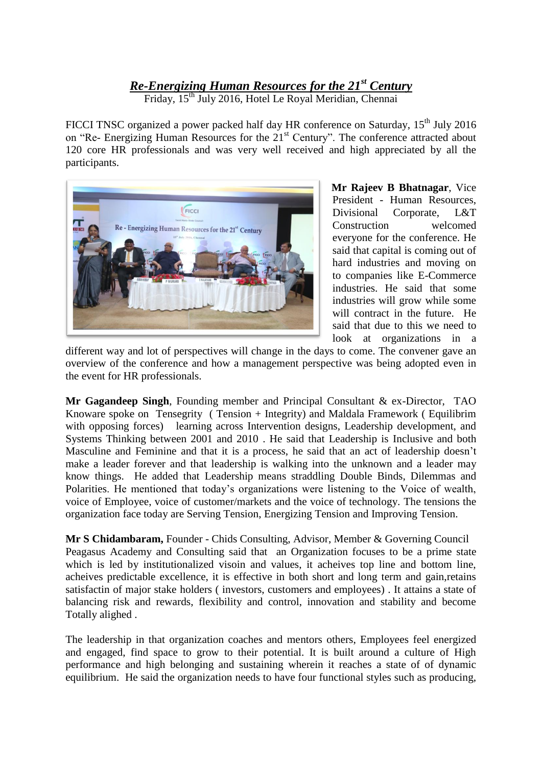# *Re-Energizing Human Resources for the 21st Century*

Friday, 15th July 2016, Hotel Le Royal Meridian, Chennai

FICCI TNSC organized a power packed half day HR conference on Saturday, 15th July 2016 on "Re- Energizing Human Resources for the 21st Century". The conference attracted about 120 core HR professionals and was very well received and high appreciated by all the participants.

**Mr Rajeev B Bhatnagar**, Vice President - Human Resources, Divisional Corporate, L&T Construction welcomed everyone for the conference. He said that capital is coming out of hard industries and moving on to companies like E-Commerce industries. He said that some industries will grow while some will contract in the future. He said that due to this we need to look at organizations in a different way and lot of perspectives will change in the days to come. The convener gave an overview of the conference and how a management perspective was being adopted even in the event for HR professionals.

**Mr Gagandeep Singh**, Founding member and Principal Consultant & ex-Director, TAO Knoware spoke on Tensegrity ( Tension + Integrity) and Maldala Framework ( Equilibrim with opposing forces) learning across Intervention designs, Leadership development, and Systems Thinking between 2001 and 2010 . He said that Leadership is Inclusive and both Masculine and Feminine and that it is a process, he said that an act of leadership doesn't make a leader forever and that leadership is walking into the unknown and a leader may know things. He added that Leadership means straddling Double Binds, Dilemmas and Polarities. He mentioned that today's organizations were listening to the Voice of wealth, voice of Employee, voice of customer/markets and the voice of technology. The tensions the organization face today are Serving Tension, Energizing Tension and Improving Tension.

**Mr S Chidambaram,** Founder - Chids Consulting, Advisor, Member & Governing Council Peagasus Academy and Consulting said that an Organization focuses to be a prime state which is led by institutionalized visoin and values, it acheives top line and bottom line, acheives predictable excellence, it is effective in both short and long term and gain,retains satisfactin of major stake holders ( investors, customers and employees) . It attains a state of balancing risk and rewards, flexibility and control, innovation and stability and become Totally alighed .

The leadership in that organization coaches and mentors others, Employees feel energized and engaged, find space to grow to their potential. It is built around a culture of High performance and high belonging and sustaining wherein it reaches a state of of dynamic equilibrium. He said the organization needs to have four functional styles such as producing,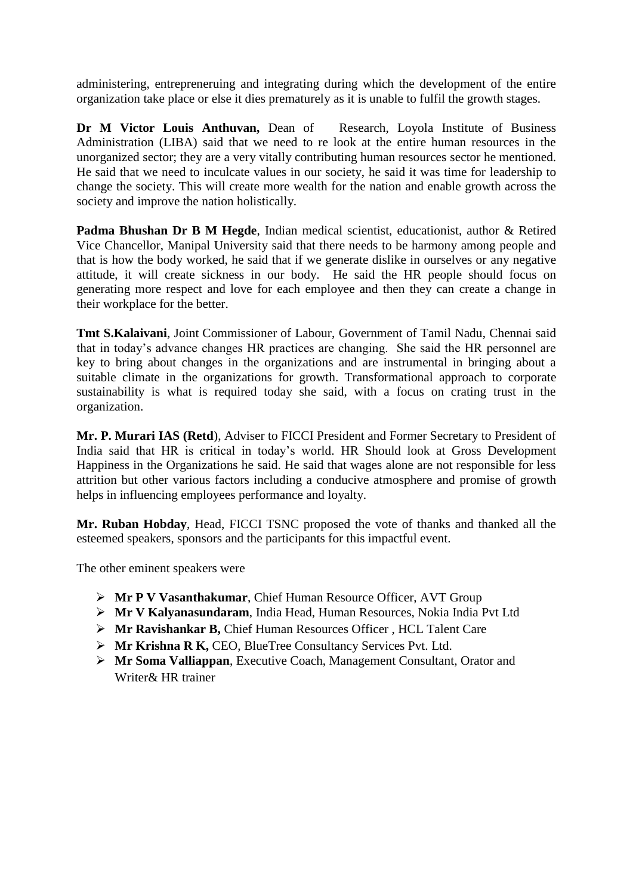administering, entrepreneruing and integrating during which the development of the entire organization take place or else it dies prematurely as it is unable to fulfil the growth stages.

**Dr M Victor Louis Anthuvan,** Dean of Research, Loyola Institute of Business Administration (LIBA) said that we need to re look at the entire human resources in the unorganized sector; they are a very vitally contributing human resources sector he mentioned. He said that we need to inculcate values in our society, he said it was time for leadership to change the society. This will create more wealth for the nation and enable growth across the society and improve the nation holistically.

**Padma Bhushan Dr B M Hegde**, Indian medical scientist, educationist, author & Retired Vice Chancellor, Manipal University said that there needs to be harmony among people and that is how the body worked, he said that if we generate dislike in ourselves or any negative attitude, it will create sickness in our body. He said the HR people should focus on generating more respect and love for each employee and then they can create a change in their workplace for the better.

**Tmt S.Kalaivani**, Joint Commissioner of Labour, Government of Tamil Nadu, Chennai said that in today's advance changes HR practices are changing. She said the HR personnel are key to bring about changes in the organizations and are instrumental in bringing about a suitable climate in the organizations for growth. Transformational approach to corporate sustainability is what is required today she said, with a focus on crating trust in the organization.

**Mr. P. Murari IAS (Retd**), Adviser to FICCI President and Former Secretary to President of India said that HR is critical in today's world. HR Should look at Gross Development Happiness in the Organizations he said. He said that wages alone are not responsible for less attrition but other various factors including a conducive atmosphere and promise of growth helps in influencing employees performance and loyalty.

**Mr. Ruban Hobday**, Head, FICCI TSNC proposed the vote of thanks and thanked all the esteemed speakers, sponsors and the participants for this impactful event.

The other eminent speakers were

- **Mr P V Vasanthakumar**, Chief Human Resource Officer, AVT Group
- **Mr V Kalyanasundaram**, India Head, Human Resources, Nokia India Pvt Ltd
- **Mr Ravishankar B,** Chief Human Resources Officer , HCL Talent Care
- **Mr Krishna R K,** CEO, BlueTree Consultancy Services Pvt. Ltd.
- **Mr Soma Valliappan**, Executive Coach, Management Consultant, Orator and Writer& HR trainer